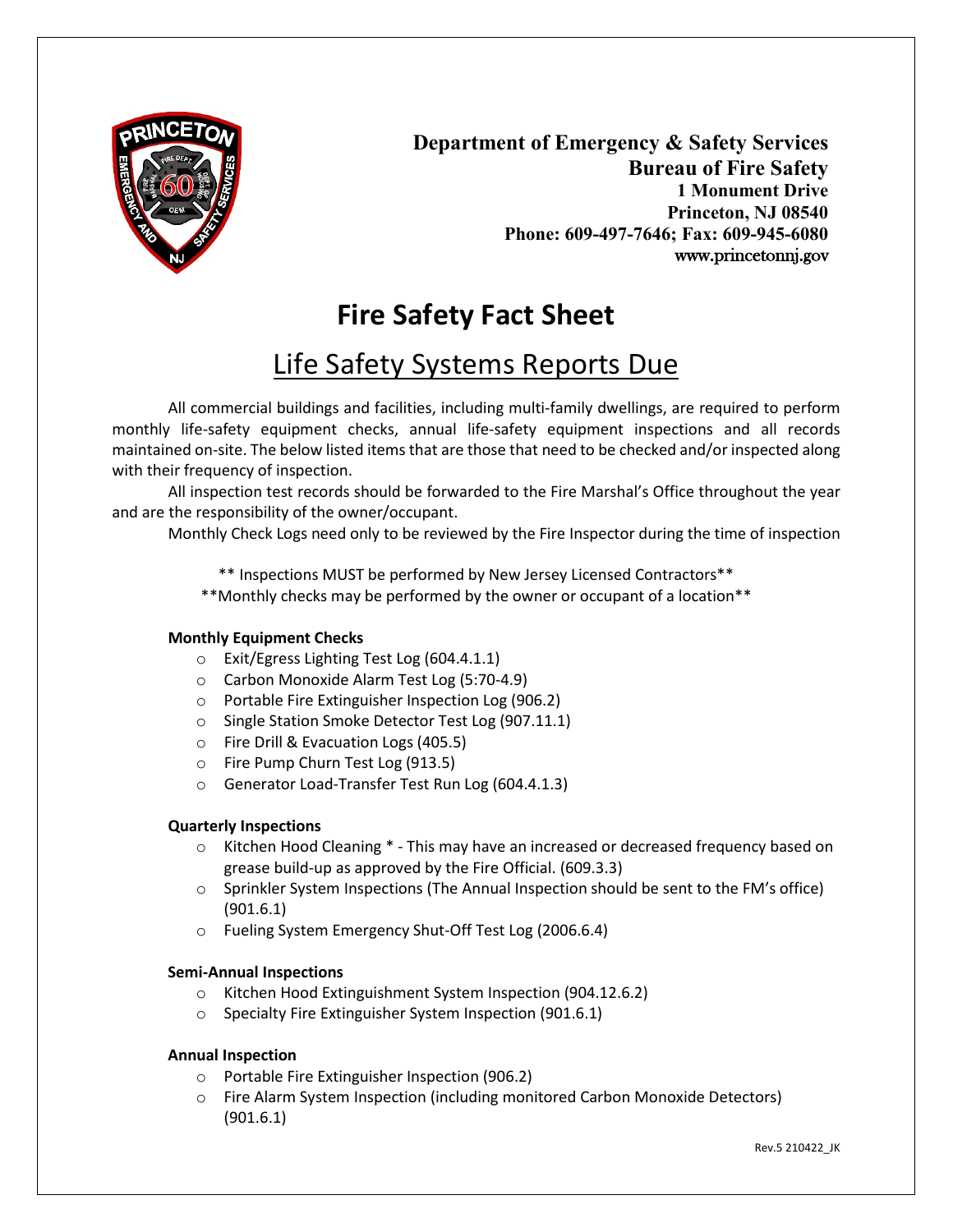**Department of Emergency & Safety Services**
**Bureau of Fire Safety**
**1 Monument Drive**
**Princeton, NJ 08540**
**Phone: 609-497-7646; Fax: 609-945-6080**
www.princetonnj.gov

# Fire Safety Fact Sheet

## Life Safety Systems Reports Due

All commercial buildings and facilities, including multi-family dwellings, are required to perform monthly life-safety equipment checks, annual life-safety equipment inspections and all records maintained on-site. The below listed items that are those that need to be checked and/or inspected along with their frequency of inspection.

All inspection test records should be forwarded to the Fire Marshal's Office throughout the year and are the responsibility of the owner/occupant.

Monthly Check Logs need only to be reviewed by the Fire Inspector during the time of inspection

** Inspections MUST be performed by New Jersey Licensed Contractors**

**Monthly checks may be performed by the owner or occupant of a location**

**Monthly Equipment Checks**

- Exit/Egress Lighting Test Log (604.4.1.1)
- Carbon Monoxide Alarm Test Log (5:70-4.9)
- Portable Fire Extinguisher Inspection Log (906.2)
- Single Station Smoke Detector Test Log (907.11.1)
- Fire Drill & Evacuation Logs (405.5)
- Fire Pump Churn Test Log (913.5)
- Generator Load-Transfer Test Run Log (604.4.1.3)

**Quarterly Inspections**

- Kitchen Hood Cleaning * - This may have an increased or decreased frequency based on grease build-up as approved by the Fire Official. (609.3.3)
- Sprinkler System Inspections (The Annual Inspection should be sent to the FM's office) (901.6.1)
- Fueling System Emergency Shut-Off Test Log (2006.6.4)

**Semi-Annual Inspections**

- Kitchen Hood Extinguishment System Inspection (904.12.6.2)
- Specialty Fire Extinguisher System Inspection (901.6.1)

**Annual Inspection**

- Portable Fire Extinguisher Inspection (906.2)
- Fire Alarm System Inspection (including monitored Carbon Monoxide Detectors) (901.6.1)

Rev.5 210422_JK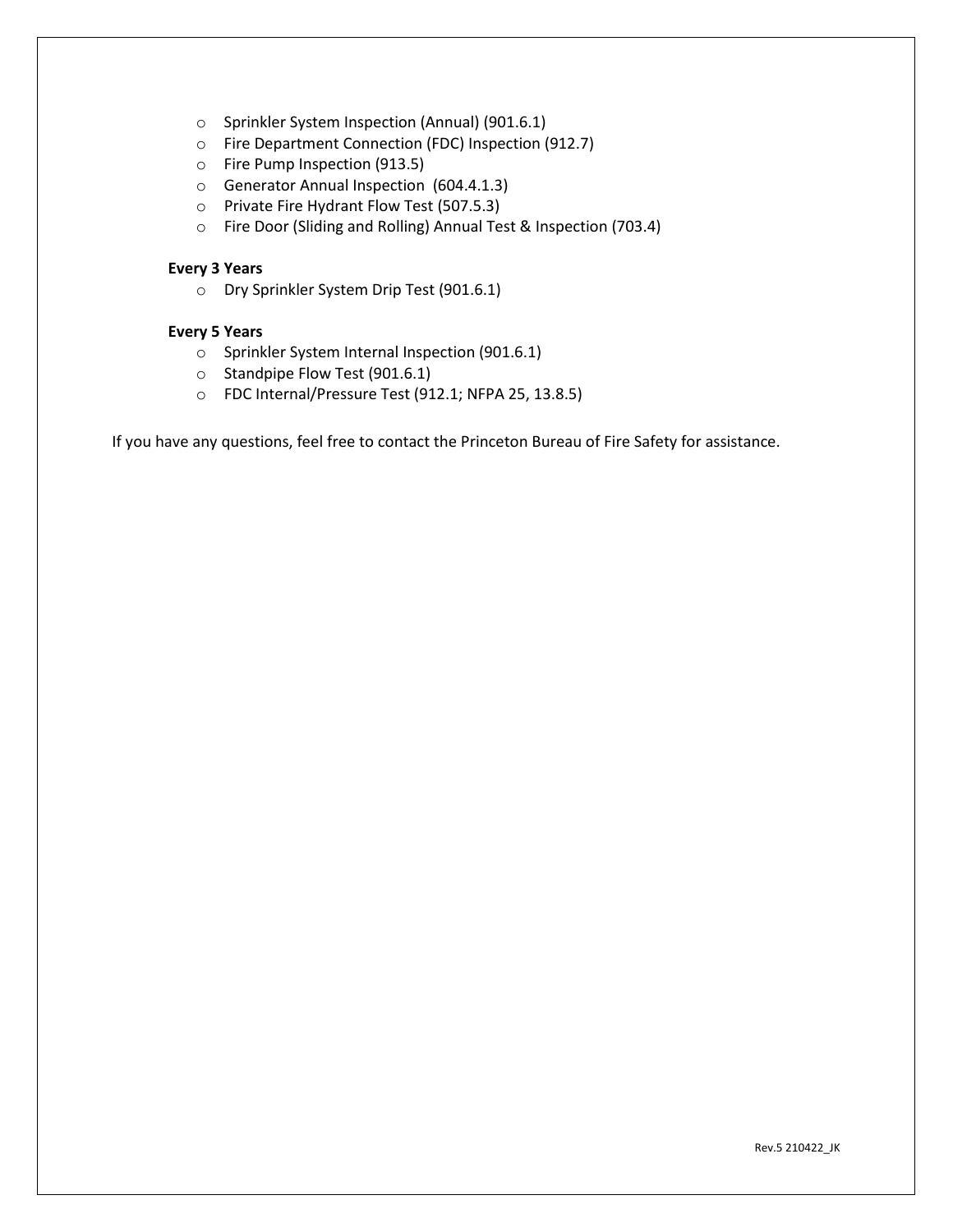- Sprinkler System Inspection (Annual) (901.6.1)
- Fire Department Connection (FDC) Inspection (912.7)
- Fire Pump Inspection (913.5)
- Generator Annual Inspection (604.4.1.3)
- Private Fire Hydrant Flow Test (507.5.3)
- Fire Door (Sliding and Rolling) Annual Test & Inspection (703.4)

**Every 3 Years**

- Dry Sprinkler System Drip Test (901.6.1)

**Every 5 Years**

- Sprinkler System Internal Inspection (901.6.1)
- Standpipe Flow Test (901.6.1)
- FDC Internal/Pressure Test (912.1; NFPA 25, 13.8.5)

If you have any questions, feel free to contact the Princeton Bureau of Fire Safety for assistance.

Rev.5 210422_JK